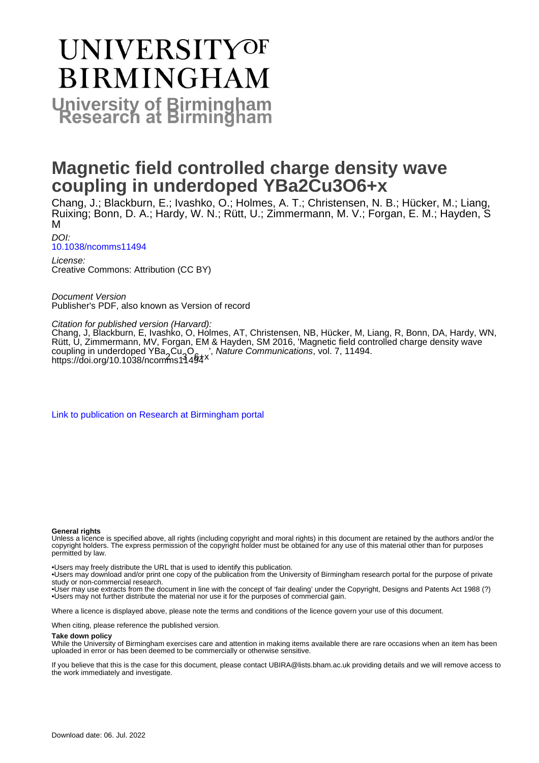# UNIVERSITY OF BIRMINGHAM

**University of Birmingham Research at Birmingham**

# Magnetic field controlled charge density wave coupling in underdoped YBa2Cu3O6+x

Chang, J.; Blackburn, E.; Ivashko, O.; Holmes, A. T.; Christensen, N. B.; Hücker, M.; Liang, Ruixing; Bonn, D. A.; Hardy, W. N.; Rütt, U.; Zimmermann, M. V.; Forgan, E. M.; Hayden, S M

*DOI:*
10.1038/ncomms11494

*License:*
Creative Commons: Attribution (CC BY)

*Document Version*
Publisher's PDF, also known as Version of record

*Citation for published version (Harvard):*
Chang, J, Blackburn, E, Ivashko, O, Holmes, AT, Christensen, NB, Hücker, M, Liang, R, Bonn, DA, Hardy, WN, Rütt, U, Zimmermann, MV, Forgan, EM & Hayden, SM 2016, 'Magnetic field controlled charge density wave coupling in underdoped $YBa_2Cu_3O_{6+x}$', *Nature Communications*, vol. 7, 11494. https://doi.org/10.1038/ncomms11494

Link to publication on Research at Birmingham portal

**General rights**
Unless a licence is specified above, all rights (including copyright and moral rights) in this document are retained by the authors and/or the copyright holders. The express permission of the copyright holder must be obtained for any use of this material other than for purposes permitted by law.

•Users may freely distribute the URL that is used to identify this publication.
•Users may download and/or print one copy of the publication from the University of Birmingham research portal for the purpose of private study or non-commercial research.
•User may use extracts from the document in line with the concept of 'fair dealing' under the Copyright, Designs and Patents Act 1988 (?)
•Users may not further distribute the material nor use it for the purposes of commercial gain.

Where a licence is displayed above, please note the terms and conditions of the licence govern your use of this document.

When citing, please reference the published version.

**Take down policy**
While the University of Birmingham exercises care and attention in making items available there are rare occasions when an item has been uploaded in error or has been deemed to be commercially or otherwise sensitive.

If you believe that this is the case for this document, please contact UBIRA@lists.bham.ac.uk providing details and we will remove access to the work immediately and investigate.

Download date: 06. Jul. 2022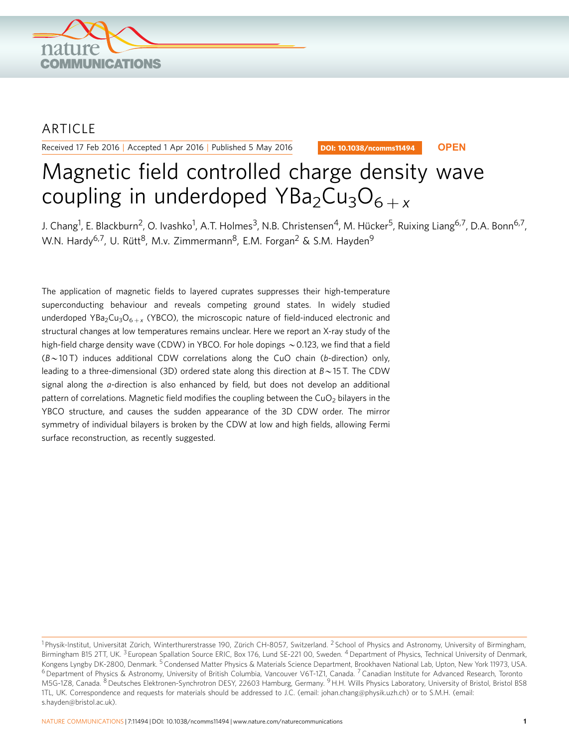ARTICLE

Received 17 Feb 2016 | Accepted 1 Apr 2016 | Published 5 May 2016

DOI: 10.1038/ncomms11494 **OPEN**

# Magnetic field controlled charge density wave coupling in underdoped $YBa_2Cu_3O_{6+x}$

J. Chang[1], E. Blackburn[2], O. Ivashko[1], A.T. Holmes[3], N.B. Christensen[4], M. Hücker[5], Ruixing Liang[6,7], D.A. Bonn[6,7], W.N. Hardy[6,7], U. Rütt[8], M.v. Zimmermann[8], E.M. Forgan[2] & S.M. Hayden[9]

The application of magnetic fields to layered cuprates suppresses their high-temperature superconducting behaviour and reveals competing ground states. In widely studied underdoped $YBa_2Cu_3O_{6+x}$ (YBCO), the microscopic nature of field-induced electronic and structural changes at low temperatures remains unclear. Here we report an X-ray study of the high-field charge density wave (CDW) in YBCO. For hole dopings $\sim$0.123, we find that a field ($B\sim$10 T) induces additional CDW correlations along the CuO chain ($b$-direction) only, leading to a three-dimensional (3D) ordered state along this direction at $B\sim$15 T. The CDW signal along the $a$-direction is also enhanced by field, but does not develop an additional pattern of correlations. Magnetic field modifies the coupling between the $CuO_2$ bilayers in the YBCO structure, and causes the sudden appearance of the 3D CDW order. The mirror symmetry of individual bilayers is broken by the CDW at low and high fields, allowing Fermi surface reconstruction, as recently suggested.

[1] Physik-Institut, Universität Zürich, Winterthurerstrasse 190, Zürich CH-8057, Switzerland. [2] School of Physics and Astronomy, University of Birmingham, Birmingham B15 2TT, UK. [3] European Spallation Source ERIC, Box 176, Lund SE-221 00, Sweden. [4] Department of Physics, Technical University of Denmark, Kongens Lyngby DK-2800, Denmark. [5] Condensed Matter Physics & Materials Science Department, Brookhaven National Lab, Upton, New York 11973, USA. [6] Department of Physics & Astronomy, University of British Columbia, Vancouver V6T-1Z1, Canada. [7] Canadian Institute for Advanced Research, Toronto M5G-1Z8, Canada. [8] Deutsches Elektronen-Synchrotron DESY, 22603 Hamburg, Germany. [9] H.H. Wills Physics Laboratory, University of Bristol, Bristol BS8 1TL, UK. Correspondence and requests for materials should be addressed to J.C. (email: johan.chang@physik.uzh.ch) or to S.M.H. (email: s.hayden@bristol.ac.uk).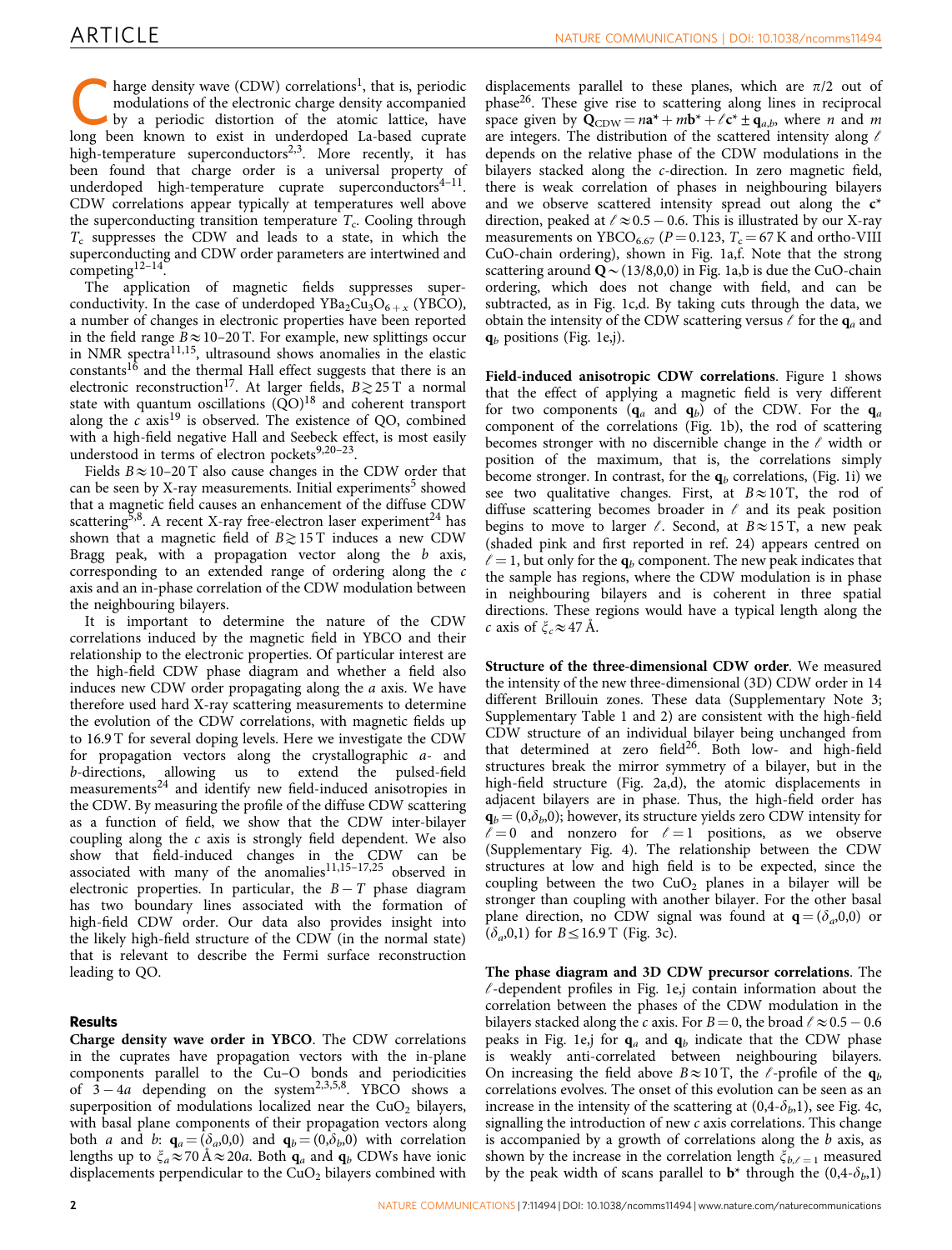Charge density wave (CDW) correlations[1], that is, periodic modulations of the electronic charge density accompanied by a periodic distortion of the atomic lattice, have long been known to exist in underdoped La-based cuprate high-temperature superconductors[2,3]. More recently, it has been found that charge order is a universal property of underdoped high-temperature cuprate superconductors[4–11]. CDW correlations appear typically at temperatures well above the superconducting transition temperature $T_c$. Cooling through $T_c$ suppresses the CDW and leads to a state, in which the superconducting and CDW order parameters are intertwined and competing[12–14].

The application of magnetic fields suppresses superconductivity. In the case of underdoped $YBa_2Cu_3O_{6+x}$ (YBCO), a number of changes in electronic properties have been reported in the field range $B \approx 10$–$20$ T. For example, new splittings occur in NMR spectra[11,15], ultrasound shows anomalies in the elastic constants[16] and the thermal Hall effect suggests that there is an electronic reconstruction[17]. At larger fields, $B \gtrsim 25$ T a normal state with quantum oscillations (QO)[18] and coherent transport along the $c$ axis[19] is observed. The existence of QO, combined with a high-field negative Hall and Seebeck effect, is most easily understood in terms of electron pockets[9,20–23].

Fields $B \approx 10$–$20$ T also cause changes in the CDW order that can be seen by X-ray measurements. Initial experiments[5] showed that a magnetic field causes an enhancement of the diffuse CDW scattering[5,8]. A recent X-ray free-electron laser experiment[24] has shown that a magnetic field of $B \gtrsim 15$ T induces a new CDW Bragg peak, with a propagation vector along the $b$ axis, corresponding to an extended range of ordering along the $c$ axis and an in-phase correlation of the CDW modulation between the neighbouring bilayers.

It is important to determine the nature of the CDW correlations induced by the magnetic field in YBCO and their relationship to the electronic properties. Of particular interest are the high-field CDW phase diagram and whether a field also induces new CDW order propagating along the $a$ axis. We have therefore used hard X-ray scattering measurements to determine the evolution of the CDW correlations, with magnetic fields up to 16.9 T for several doping levels. Here we investigate the CDW for propagation vectors along the crystallographic $a$- and $b$-directions, allowing us to extend the pulsed-field measurements[24] and identify new field-induced anisotropies in the CDW. By measuring the profile of the diffuse CDW scattering as a function of field, we show that the CDW inter-bilayer coupling along the $c$ axis is strongly field dependent. We also show that field-induced changes in the CDW can be associated with many of the anomalies[11,15–17,25] observed in electronic properties. In particular, the $B-T$ phase diagram has two boundary lines associated with the formation of high-field CDW order. Our data also provides insight into the likely high-field structure of the CDW (in the normal state) that is relevant to describe the Fermi surface reconstruction leading to QO.

## Results

**Charge density wave order in YBCO**. The CDW correlations in the cuprates have propagation vectors with the in-plane components parallel to the Cu–O bonds and periodicities of $3-4a$ depending on the system[2,3,5,8]. YBCO shows a superposition of modulations localized near the $CuO_2$ bilayers, with basal plane components of their propagation vectors along both $a$ and $b$: $\mathbf{q}_a = (\delta_a,0,0)$ and $\mathbf{q}_b = (0,\delta_b,0)$ with correlation lengths up to $\xi_a \approx 70$ Å $\approx 20a$. Both $\mathbf{q}_a$ and $\mathbf{q}_b$ CDWs have ionic displacements perpendicular to the $CuO_2$ bilayers combined with displacements parallel to these planes, which are $\pi/2$ out of phase[26]. These give rise to scattering along lines in reciprocal space given by $\mathbf{Q}_{\mathrm{CDW}} = n\mathbf{a}^* + m\mathbf{b}^* + \ell\mathbf{c}^* \pm \mathbf{q}_{a,b}$, where $n$ and $m$ are integers. The distribution of the scattered intensity along $\ell$ depends on the relative phase of the CDW modulations in the bilayers stacked along the $c$-direction. In zero magnetic field, there is weak correlation of phases in neighbouring bilayers and we observe scattered intensity spread out along the $\mathbf{c}^*$ direction, peaked at $\ell \approx 0.5-0.6$. This is illustrated by our X-ray measurements on $YBCO_{6.67}$ ($P = 0.123$, $T_c = 67$ K and ortho-VIII CuO-chain ordering), shown in Fig. 1a,f. Note that the strong scattering around $\mathbf{Q} \sim (13/8,0,0)$ in Fig. 1a,b is due the CuO-chain ordering, which does not change with field, and can be subtracted, as in Fig. 1c,d. By taking cuts through the data, we obtain the intensity of the CDW scattering versus $\ell$ for the $\mathbf{q}_a$ and $\mathbf{q}_b$ positions (Fig. 1e,j).

**Field-induced anisotropic CDW correlations**. Figure 1 shows that the effect of applying a magnetic field is very different for two components ($\mathbf{q}_a$ and $\mathbf{q}_b$) of the CDW. For the $\mathbf{q}_a$ component of the correlations (Fig. 1b), the rod of scattering becomes stronger with no discernible change in the $\ell$ width or position of the maximum, that is, the correlations simply become stronger. In contrast, for the $\mathbf{q}_b$ correlations, (Fig. 1i) we see two qualitative changes. First, at $B \approx 10$ T, the rod of diffuse scattering becomes broader in $\ell$ and its peak position begins to move to larger $\ell$. Second, at $B \approx 15$ T, a new peak (shaded pink and first reported in ref. 24) appears centred on $\ell = 1$, but only for the $\mathbf{q}_b$ component. The new peak indicates that the sample has regions, where the CDW modulation is in phase in neighbouring bilayers and is coherent in three spatial directions. These regions would have a typical length along the $c$ axis of $\xi_c \approx 47$ Å.

**Structure of the three-dimensional CDW order**. We measured the intensity of the new three-dimensional (3D) CDW order in 14 different Brillouin zones. These data (Supplementary Note 3; Supplementary Table 1 and 2) are consistent with the high-field CDW structure of an individual bilayer being unchanged from that determined at zero field[26]. Both low- and high-field structures break the mirror symmetry of a bilayer, but in the high-field structure (Fig. 2a,d), the atomic displacements in adjacent bilayers are in phase. Thus, the high-field order has $\mathbf{q}_b = (0,\delta_b,0)$; however, its structure yields zero CDW intensity for $\ell = 0$ and nonzero for $\ell = 1$ positions, as we observe (Supplementary Fig. 4). The relationship between the CDW structures at low and high field is to be expected, since the coupling between the two $CuO_2$ planes in a bilayer will be stronger than coupling with another bilayer. For the other basal plane direction, no CDW signal was found at $\mathbf{q} = (\delta_a,0,0)$ or $(\delta_a,0,1)$ for $B \leq 16.9$ T (Fig. 3c).

**The phase diagram and 3D CDW precursor correlations**. The $\ell$-dependent profiles in Fig. 1e,j contain information about the correlation between the phases of the CDW modulation in the bilayers stacked along the $c$ axis. For $B = 0$, the broad $\ell \approx 0.5-0.6$ peaks in Fig. 1e,j for $\mathbf{q}_a$ and $\mathbf{q}_b$ indicate that the CDW phase is weakly anti-correlated between neighbouring bilayers. On increasing the field above $B \approx 10$ T, the $\ell$-profile of the $\mathbf{q}_b$ correlations evolves. The onset of this evolution can be seen as an increase in the intensity of the scattering at $(0,4-\delta_b,1)$, see Fig. 4c, signalling the introduction of new $c$ axis correlations. This change is accompanied by a growth of correlations along the $b$ axis, as shown by the increase in the correlation length $\xi_{b,\ell=1}$ measured by the peak width of scans parallel to $\mathbf{b}^*$ through the $(0,4-\delta_b,1)$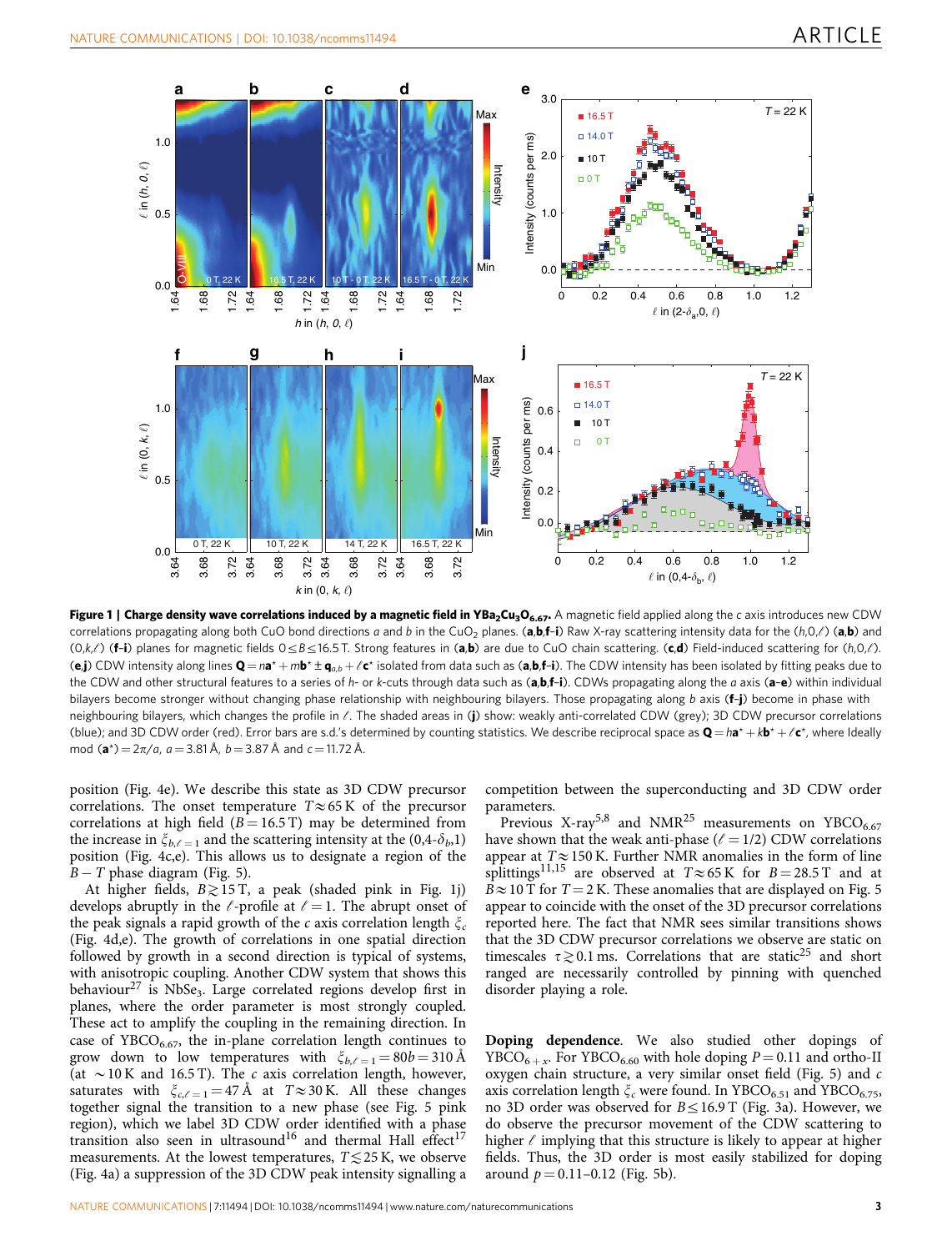a b c d

$\ell$ in $(h, 0, \ell)$

1.0

0.5

0.0

O-VIII

0 T, 22 K

16.5 T, 22 K

10 T - 0 T, 22 K

16.5 T - 0 T, 22 K

1.64 1.68 1.72 1.64 1.68 1.72 1.64 1.68 1.72 1.64 1.68 1.72

$h$ in $(h, 0, \ell)$

Max

Intensity

Min

e

$T = 22$ K

16.5 T

14.0 T

10 T

0 T

Intensity (counts per ms)

3.0

2.0

1.0

0.0

0 0.2 0.4 0.6 0.8 1.0 1.2

$\ell$ in $(2-\delta_a, 0, \ell)$

f g h i

$\ell$ in $(0, k, \ell)$

1.0

0.5

0.0

0 T, 22 K

10 T, 22 K

14 T, 22 K

16.5 T, 22 K

3.64 3.68 3.72 3.64 3.68 3.72 3.64 3.68 3.72 3.64 3.68 3.72

$k$ in $(0, k, \ell)$

Max

Intensity

Min

j

$T = 22$ K

16.5 T

14.0 T

10 T

0 T

Intensity (counts per ms)

0.6

0.4

0.2

0.0

0 0.2 0.4 0.6 0.8 1.0 1.2

$\ell$ in $(0, 4-\delta_b, \ell)$

**Figure 1 | Charge density wave correlations induced by a magnetic field in $YBa_2Cu_3O_{6.67}$.** A magnetic field applied along the $c$ axis introduces new CDW correlations propagating along both CuO bond directions $a$ and $b$ in the $CuO_2$ planes. (**a**,**b**,**f**–**i**) Raw X-ray scattering intensity data for the $(h,0,\ell)$ (**a**,**b**) and $(0,k,\ell)$ (**f**–**i**) planes for magnetic fields $0 \leq B \leq 16.5$ T. Strong features in (**a**,**b**) are due to CuO chain scattering. (**c**,**d**) Field-induced scattering for $(h,0,\ell)$. (**e**,**j**) CDW intensity along lines $\mathbf{Q} = n\mathbf{a}^\star + m\mathbf{b}^\star \pm \mathbf{q}_{a,b} + \ell\mathbf{c}^\star$ isolated from data such as (**a**,**b**,**f**–**i**). The CDW intensity has been isolated by fitting peaks due to the CDW and other structural features to a series of $h$- or $k$-cuts through data such as (**a**,**b**,**f**–**i**). CDWs propagating along the $a$ axis (**a**–**e**) within individual bilayers become stronger without changing phase relationship with neighbouring bilayers. Those propagating along $b$ axis (**f**–**j**) become in phase with neighbouring bilayers, which changes the profile in $\ell$. The shaded areas in (**j**) show: weakly anti-correlated CDW (grey); 3D CDW precursor correlations (blue); and 3D CDW order (red). Error bars are s.d.'s determined by counting statistics. We describe reciprocal space as $\mathbf{Q} = h\mathbf{a}^\star + k\mathbf{b}^\star + \ell\mathbf{c}^\star$, where Ideally mod $(\mathbf{a}^\star) = 2\pi/a$, $a = 3.81$ Å, $b = 3.87$ Å and $c = 11.72$ Å.

position (Fig. 4e). We describe this state as 3D CDW precursor correlations. The onset temperature $T \approx 65$ K of the precursor correlations at high field ($B = 16.5$ T) may be determined from the increase in $\xi_{b,\ell=1}$ and the scattering intensity at the $(0,4\text{-}\delta_b,1)$ position (Fig. 4c,e). This allows us to designate a region of the $B - T$ phase diagram (Fig. 5).

At higher fields, $B \gtrsim 15$ T, a peak (shaded pink in Fig. 1j) develops abruptly in the $\ell$-profile at $\ell = 1$. The abrupt onset of the peak signals a rapid growth of the $c$ axis correlation length $\xi_c$ (Fig. 4d,e). The growth of correlations in one spatial direction followed by growth in a second direction is typical of systems, with anisotropic coupling. Another CDW system that shows this behaviour[27] is $NbSe_3$. Large correlated regions develop first in planes, where the order parameter is most strongly coupled. These act to amplify the coupling in the remaining direction. In case of $YBCO_{6.67}$, the in-plane correlation length continues to grow down to low temperatures with $\xi_{b,\ell=1} = 80b = 310$ Å (at $\sim 10$ K and 16.5 T). The $c$ axis correlation length, however, saturates with $\xi_{c,\ell=1} = 47$ Å at $T \approx 30$ K. All these changes together signal the transition to a new phase (see Fig. 5 pink region), which we label 3D CDW order identified with a phase transition also seen in ultrasound[16] and thermal Hall effect[17] measurements. At the lowest temperatures, $T \lesssim 25$ K, we observe (Fig. 4a) a suppression of the 3D CDW peak intensity signalling a competition between the superconducting and 3D CDW order parameters.

Previous X-ray[5,8] and NMR[25] measurements on $YBCO_{6.67}$ have shown that the weak anti-phase ($\ell = 1/2$) CDW correlations appear at $T \approx 150$ K. Further NMR anomalies in the form of line splittings[11,15] are observed at $T \approx 65$ K for $B = 28.5$ T and at $B \approx 10$ T for $T = 2$ K. These anomalies that are displayed on Fig. 5 appear to coincide with the onset of the 3D precursor correlations reported here. The fact that NMR sees similar transitions shows that the 3D CDW precursor correlations we observe are static on timescales $\tau \gtrsim 0.1$ ms. Correlations that are static[25] and short ranged are necessarily controlled by pinning with quenched disorder playing a role.

**Doping dependence**. We also studied other dopings of $YBCO_{6+x}$. For $YBCO_{6.60}$ with hole doping $P = 0.11$ and ortho-II oxygen chain structure, a very similar onset field (Fig. 5) and $c$ axis correlation length $\xi_c$ were found. In $YBCO_{6.51}$ and $YBCO_{6.75}$, no 3D order was observed for $B \leq 16.9$ T (Fig. 3a). However, we do observe the precursor movement of the CDW scattering to higher $\ell$ implying that this structure is likely to appear at higher fields. Thus, the 3D order is most easily stabilized for doping around $p = 0.11$–$0.12$ (Fig. 5b).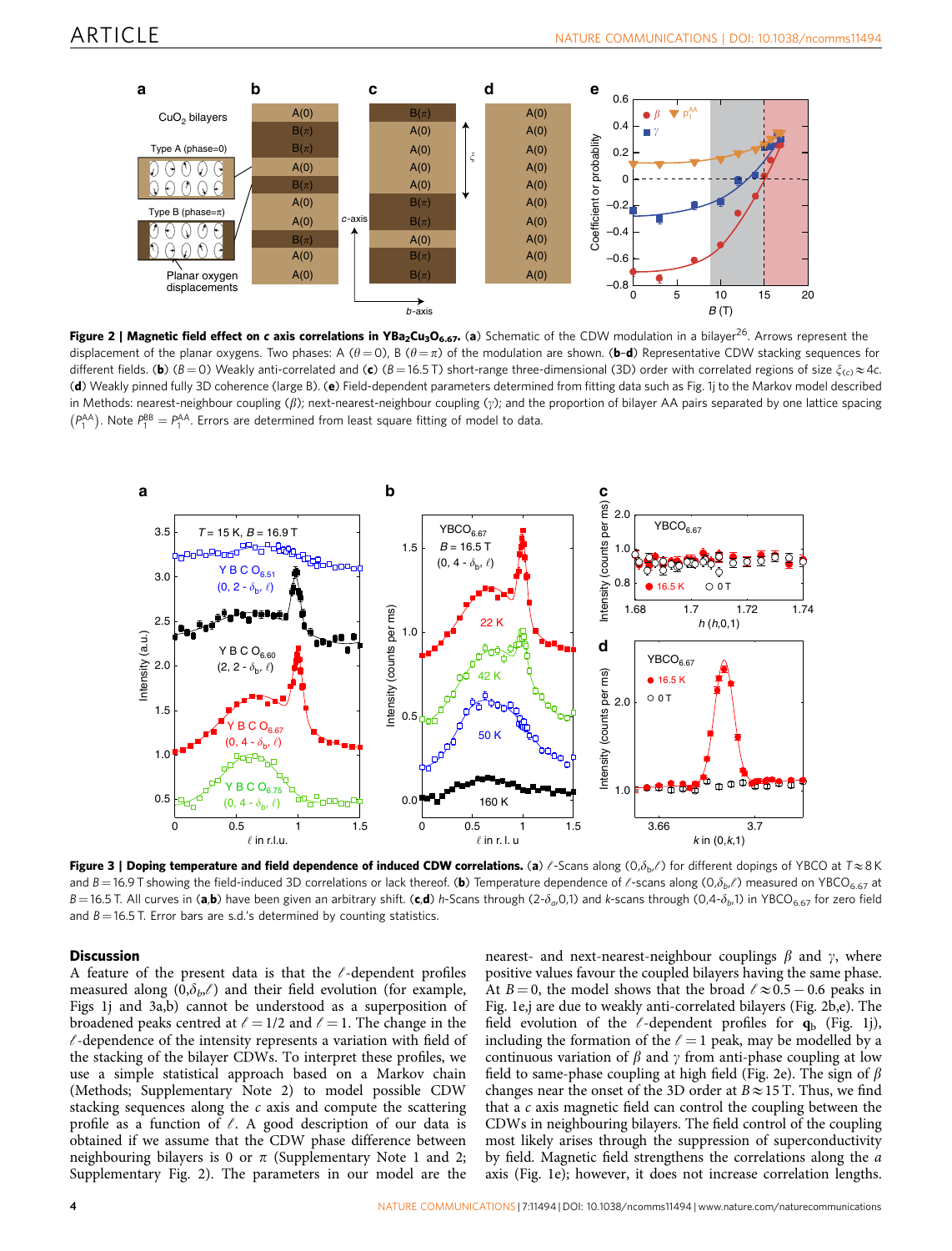a

$CuO_2$ bilayers

Type A (phase=0)

Type B (phase=π)

Planar oxygen displacements

b

A(0)
B(π)
B(π)
A(0)
B(π)
A(0)
A(0)
B(π)
A(0)
A(0)

c

B(π)
A(0)
A(0)
A(0)
A(0)
B(π)
B(π)
A(0)
B(π)
B(π)

ξ

c-axis

b-axis

d

A(0)
A(0)
A(0)
A(0)
A(0)
A(0)
A(0)
A(0)
A(0)
A(0)

e

β
γ
$P_1^{AA}$

Coefficient or probability

0.6
0.4
0.2
0
−0.2
−0.4
−0.6
−0.8

0
5
10
15
20

B (T)

**Figure 2 | Magnetic field effect on *c* axis correlations in $YBa_2Cu_3O_{6.67}$.** (**a**) Schematic of the CDW modulation in a bilayer[26]. Arrows represent the displacement of the planar oxygens. Two phases: A ($\theta = 0$), B ($\theta = \pi$) of the modulation are shown. (**b**-**d**) Representative CDW stacking sequences for different fields. (**b**) ($B = 0$) Weakly anti-correlated and (**c**) ($B = 16.5$ T) short-range three-dimensional (3D) order with correlated regions of size $\xi_{(c)} \approx 4c$. (**d**) Weakly pinned fully 3D coherence (large B). (**e**) Field-dependent parameters determined from fitting data such as Fig. 1j to the Markov model described in Methods: nearest-neighbour coupling ($\beta$); next-nearest-neighbour coupling ($\gamma$); and the proportion of bilayer AA pairs separated by one lattice spacing ($P_1^{AA}$). Note $P_1^{BB} = P_1^{AA}$. Errors are determined from least square fitting of model to data.

a

T = 15 K, B = 16.9 T

$YBCO_{6.51}$
$(0, 2 - \delta_b, \ell)$

$YBCO_{6.60}$
$(2, 2 - \delta_b, \ell)$

$YBCO_{6.67}$
$(0, 4 - \delta_b, \ell)$

$YBCO_{6.75}$
$(0, 4 - \delta_b, \ell)$

Intensity (a.u.)

3.5
3.0
2.5
2.0
1.5
1.0
0.5

0
0.5
1
1.5

ℓ in r.l.u.

b

$YBCO_{6.67}$
B = 16.5 T
$(0, 4 - \delta_b, \ell)$

22 K
42 K
50 K
160 K

Intensity (counts per ms)

1.5
1.0
0.5
0.0

0
0.5
1
1.5

ℓ in r. l. u

c

$YBCO_{6.67}$

16.5 K
0 T

Intensity (counts per ms)

2.0
1.0
0.8

1.68
1.7
1.72
1.74

h (h,0,1)

d

$YBCO_{6.67}$

16.5 K
0 T

Intensity (counts per ms)

2.0
1.0

3.66
3.7

k in (0,k,1)

**Figure 3 | Doping temperature and field dependence of induced CDW correlations.** (**a**) ℓ-Scans along $(0,\delta_b,\ell)$ for different dopings of YBCO at $T \approx 8$ K and $B = 16.9$ T showing the field-induced 3D correlations or lack thereof. (**b**) Temperature dependence of ℓ-scans along $(0,\delta_b,\ell)$ measured on $YBCO_{6.67}$ at $B = 16.5$ T. All curves in (**a**,**b**) have been given an arbitrary shift. (**c**,**d**) h-Scans through $(2\text{-}\delta_a,0,1)$ and k-scans through $(0,4\text{-}\delta_b,1)$ in $YBCO_{6.67}$ for zero field and $B = 16.5$ T. Error bars are s.d.'s determined by counting statistics.

## Discussion

A feature of the present data is that the ℓ-dependent profiles measured along $(0,\delta_b,\ell)$ and their field evolution (for example, Figs 1j and 3a,b) cannot be understood as a superposition of broadened peaks centred at $\ell = 1/2$ and $\ell = 1$. The change in the ℓ-dependence of the intensity represents a variation with field of the stacking of the bilayer CDWs. To interpret these profiles, we use a simple statistical approach based on a Markov chain (Methods; Supplementary Note 2) to model possible CDW stacking sequences along the *c* axis and compute the scattering profile as a function of ℓ. A good description of our data is obtained if we assume that the CDW phase difference between neighbouring bilayers is 0 or π (Supplementary Note 1 and 2; Supplementary Fig. 2). The parameters in our model are the nearest- and next-nearest-neighbour couplings $\beta$ and $\gamma$, where positive values favour the coupled bilayers having the same phase. At $B = 0$, the model shows that the broad $\ell \approx 0.5 - 0.6$ peaks in Fig. 1e,j are due to weakly anti-correlated bilayers (Fig. 2b,e). The field evolution of the ℓ-dependent profiles for $\mathbf{q}_b$ (Fig. 1j), including the formation of the $\ell = 1$ peak, may be modelled by a continuous variation of $\beta$ and $\gamma$ from anti-phase coupling at low field to same-phase coupling at high field (Fig. 2e). The sign of $\beta$ changes near the onset of the 3D order at $B \approx 15$ T. Thus, we find that a *c* axis magnetic field can control the coupling between the CDWs in neighbouring bilayers. The field control of the coupling most likely arises through the suppression of superconductivity by field. Magnetic field strengthens the correlations along the *a* axis (Fig. 1e); however, it does not increase correlation lengths.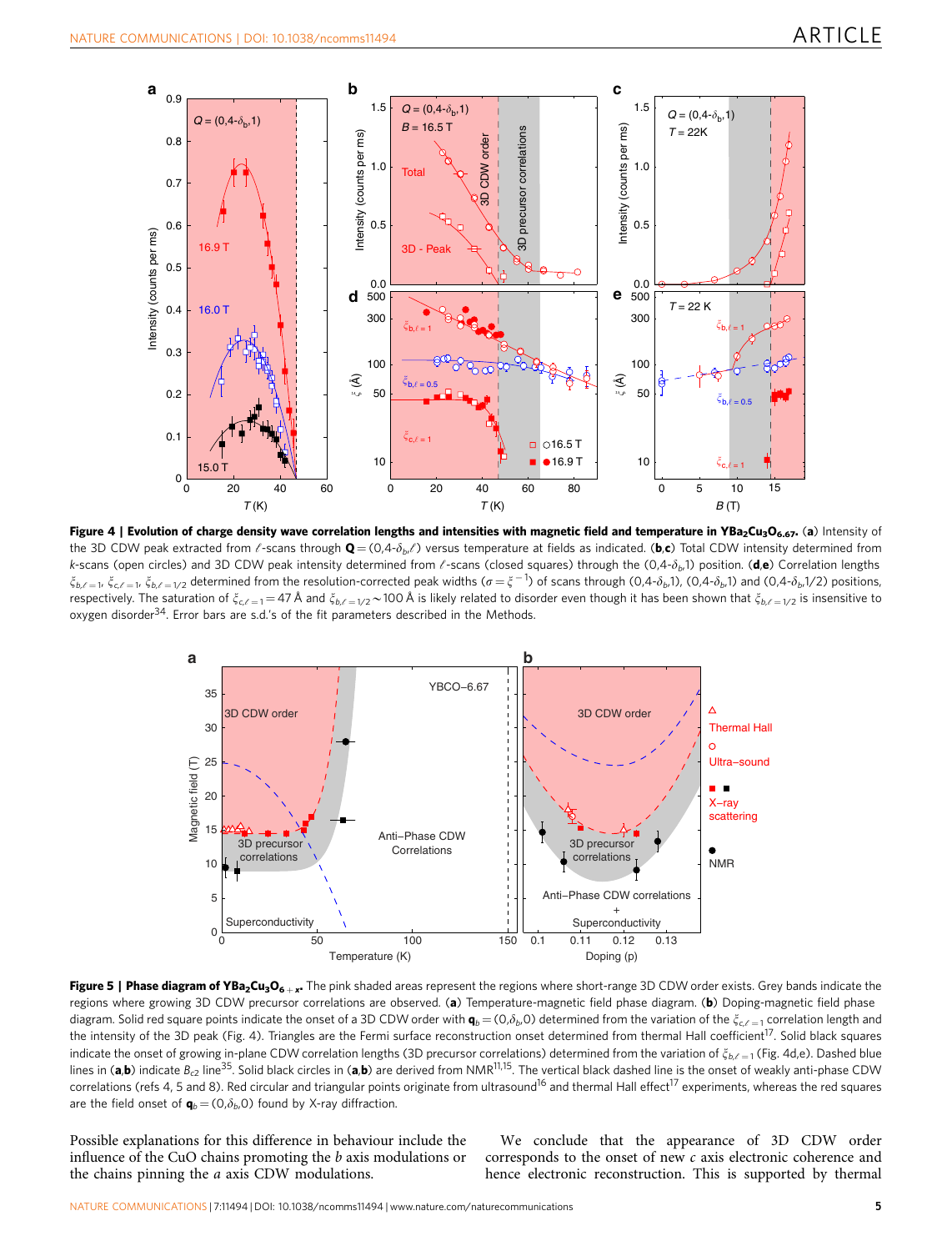a
Q = (0,4-$\delta_b$,1)
Intensity (counts per ms)
16.9 T
16.0 T
15.0 T
T (K)

b
Q = (0,4-$\delta_b$,1)
B = 16.5 T
Total
3D - Peak
3D CDW order
3D precursor correlations
Intensity (counts per ms)

c
Q = (0,4-$\delta_b$,1)
T = 22K
Intensity (counts per ms)

d
$\xi_{b,\ell=1}$
$\xi_{b,\ell=0.5}$
$\xi_{c,\ell=1}$
ξ (Å)
○16.5 T
●16.9 T
T (K)

e
T = 22 K
$\xi_{b,\ell=1}$
$\xi_{b,\ell=0.5}$
$\xi_{c,\ell=1}$
ξ (Å)
B (T)

**Figure 4 | Evolution of charge density wave correlation lengths and intensities with magnetic field and temperature in $YBa_2Cu_3O_{6.67}$.** (**a**) Intensity of the 3D CDW peak extracted from $\ell$-scans through $\mathbf{Q} = (0,4\text{-}\delta_b,\ell)$ versus temperature at fields as indicated. (**b**,**c**) Total CDW intensity determined from $k$-scans (open circles) and 3D CDW peak intensity determined from $\ell$-scans (closed squares) through the (0,4-$\delta_b$,1) position. (**d**,**e**) Correlation lengths $\xi_{b,\ell=1}$, $\xi_{c,\ell=1}$, $\xi_{b,\ell=1/2}$ determined from the resolution-corrected peak widths ($\sigma = \xi^{-1}$) of scans through (0,4-$\delta_b$,1), (0,4-$\delta_b$,1) and (0,4-$\delta_b$,1/2) positions, respectively. The saturation of $\xi_{c,\ell=1} = 47$ Å and $\xi_{b,\ell=1/2} \sim 100$ Å is likely related to disorder even though it has been shown that $\xi_{b,\ell=1/2}$ is insensitive to oxygen disorder[34]. Error bars are s.d.'s of the fit parameters described in the Methods.

a
YBCO–6.67
3D CDW order
3D precursor correlations
Anti–Phase CDW Correlations
Superconductivity
Magnetic field (T)
Temperature (K)

b
3D CDW order
3D precursor correlations
Anti–Phase CDW correlations + Superconductivity
Doping (p)

Thermal Hall
Ultra–sound
X–ray scattering
NMR

**Figure 5 | Phase diagram of $YBa_2Cu_3O_{6+x}$.** The pink shaded areas represent the regions where short-range 3D CDW order exists. Grey bands indicate the regions where growing 3D CDW precursor correlations are observed. (**a**) Temperature-magnetic field phase diagram. (**b**) Doping-magnetic field phase diagram. Solid red square points indicate the onset of a 3D CDW order with $\mathbf{q}_b = (0,\delta_b,0)$ determined from the variation of the $\xi_{c,\ell=1}$ correlation length and the intensity of the 3D peak (Fig. 4). Triangles are the Fermi surface reconstruction onset determined from thermal Hall coefficient[17]. Solid black squares indicate the onset of growing in-plane CDW correlation lengths (3D precursor correlations) determined from the variation of $\xi_{b,\ell=1}$ (Fig. 4d,e). Dashed blue lines in (**a**,**b**) indicate $B_{c2}$ line[35]. Solid black circles in (**a**,**b**) are derived from NMR[11,15]. The vertical black dashed line is the onset of weakly anti-phase CDW correlations (refs 4, 5 and 8). Red circular and triangular points originate from ultrasound[16] and thermal Hall effect[17] experiments, whereas the red squares are the field onset of $\mathbf{q}_b = (0,\delta_b,0)$ found by X-ray diffraction.

Possible explanations for this difference in behaviour include the influence of the CuO chains promoting the $b$ axis modulations or the chains pinning the $a$ axis CDW modulations.

We conclude that the appearance of 3D CDW order corresponds to the onset of new $c$ axis electronic coherence and hence electronic reconstruction. This is supported by thermal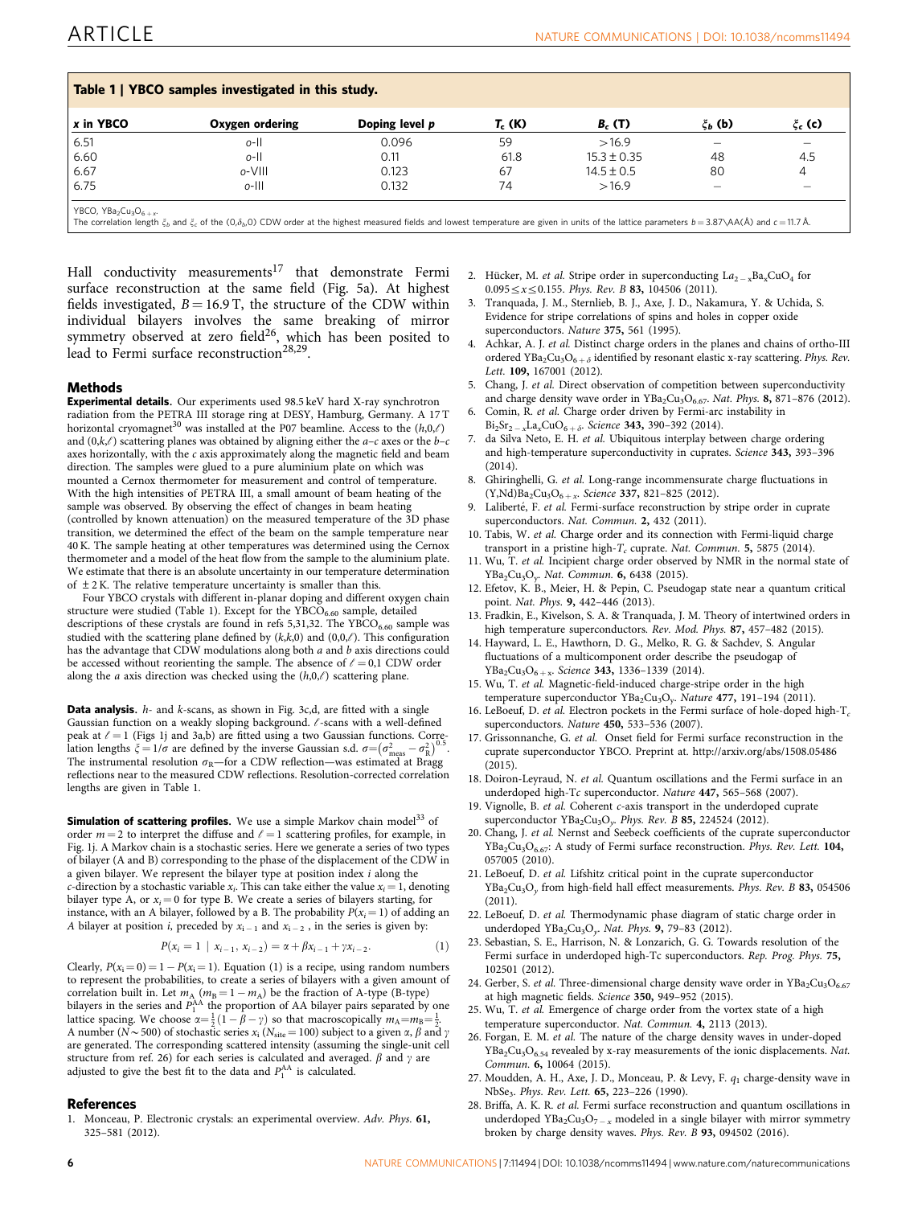**Table 1 | YBCO samples investigated in this study.**

| $x$ in YBCO | Oxygen ordering | Doping level $p$ | $T_c$ (K) | $B_c$ (T) | $\xi_b$ (b) | $\xi_c$ (c) |
|---|---|---|---|---|---|---|
| 6.51 | $o$-II | 0.096 | 59 | >16.9 | — | — |
| 6.60 | $o$-II | 0.11 | 61.8 | $15.3 \pm 0.35$ | 48 | 4.5 |
| 6.67 | $o$-VIII | 0.123 | 67 | $14.5 \pm 0.5$ | 80 | 4 |
| 6.75 | $o$-III | 0.132 | 74 | >16.9 | — | — |

YBCO, $YBa_2Cu_3O_{6+x}$.
The correlation length $\xi_b$ and $\xi_c$ of the $(0,\delta_b,0)$ CDW order at the highest measured fields and lowest temperature are given in units of the lattice parameters $b = 3.87$\AA(Å) and $c = 11.7$ Å.

Hall conductivity measurements[17] that demonstrate Fermi surface reconstruction at the same field (Fig. 5a). At highest fields investigated, $B = 16.9$ T, the structure of the CDW within individual bilayers involves the same breaking of mirror symmetry observed at zero field[26], which has been posited to lead to Fermi surface reconstruction[28,29].

## Methods

**Experimental details.** Our experiments used 98.5 keV hard X-ray synchrotron radiation from the PETRA III storage ring at DESY, Hamburg, Germany. A 17 T horizontal cryomagnet[30] was installed at the P07 beamline. Access to the $(h,0,\ell)$ and $(0,k,\ell)$ scattering planes was obtained by aligning either the $a$–$c$ axes or the $b$–$c$ axes horizontally, with the $c$ axis approximately along the magnetic field and beam direction. The samples were glued to a pure aluminium plate on which was mounted a Cernox thermometer for measurement and control of temperature. With the high intensities of PETRA III, a small amount of beam heating of the sample was observed. By observing the effect of changes in beam heating (controlled by known attenuation) on the measured temperature of the 3D phase transition, we determined the effect of the beam on the sample temperature near 40 K. The sample heating at other temperatures was determined using the Cernox thermometer and a model of the heat flow from the sample to the aluminium plate. We estimate that there is an absolute uncertainty in our temperature determination of $\pm 2$ K. The relative temperature uncertainty is smaller than this.

Four YBCO crystals with different in-planar doping and different oxygen chain structure were studied (Table 1). Except for the $YBCO_{6.60}$ sample, detailed descriptions of these crystals are found in refs 5,31,32. The $YBCO_{6.60}$ sample was studied with the scattering plane defined by $(k,k,0)$ and $(0,0,\ell)$. This configuration has the advantage that CDW modulations along both $a$ and $b$ axis directions could be accessed without reorienting the sample. The absence of $\ell = 0,1$ CDW order along the $a$ axis direction was checked using the $(h,0,\ell)$ scattering plane.

**Data analysis.** $h$- and $k$-scans, as shown in Fig. 3c,d, are fitted with a single Gaussian function on a weakly sloping background. $\ell$-scans with a well-defined peak at $\ell = 1$ (Figs 1j and 3a,b) are fitted using a two Gaussian functions. Correlation lengths $\xi = 1/\sigma$ are defined by the inverse Gaussian s.d. $\sigma = (\sigma_{\text{meas}}^2 - \sigma_R^2)^{0.5}$. The instrumental resolution $\sigma_R$—for a CDW reflection—was estimated at Bragg reflections near to the measured CDW reflections. Resolution-corrected correlation lengths are given in Table 1.

**Simulation of scattering profiles.** We use a simple Markov chain model[33] of order $m = 2$ to interpret the diffuse and $\ell = 1$ scattering profiles, for example, in Fig. 1j. A Markov chain is a stochastic series. Here we generate a series of two types of bilayer (A and B) corresponding to the phase of the displacement of the CDW in a given bilayer. We represent the bilayer type at position index $i$ along the $c$-direction by a stochastic variable $x_i$. This can take either the value $x_i = 1$, denoting bilayer type A, or $x_i = 0$ for type B. We create a series of bilayers starting, for instance, with an A bilayer, followed by a B. The probability $P(x_i = 1)$ of adding an $A$ bilayer at position $i$, preceded by $x_{i-1}$ and $x_{i-2}$, in the series is given by:

$$P(x_i = 1 \mid x_{i-1}, x_{i-2}) = \alpha + \beta x_{i-1} + \gamma x_{i-2}. \tag{1}$$

Clearly, $P(x_i = 0) = 1 - P(x_i = 1)$. Equation (1) is a recipe, using random numbers to represent the probabilities, to create a series of bilayers with a given amount of correlation built in. Let $m_A$ ($m_B = 1 - m_A$) be the fraction of A-type (B-type) bilayers in the series and $P_1^{AA}$ the proportion of AA bilayer pairs separated by one lattice spacing. We choose $\alpha = \frac{1}{2}(1 - \beta - \gamma)$ so that macroscopically $m_A = m_B = \frac{1}{2}$. A number ($N \sim 500$) of stochastic series $x_i$ ($N_{\text{site}} = 100$) subject to a given $\alpha$, $\beta$ and $\gamma$ are generated. The corresponding scattered intensity (assuming the single-unit cell structure from ref. 26) for each series is calculated and averaged. $\beta$ and $\gamma$ are adjusted to give the best fit to the data and $P_1^{AA}$ is calculated.

## References

1. Monceau, P. Electronic crystals: an experimental overview. *Adv. Phys.* **61**, 325–581 (2012).
2. Hücker, M. *et al.* Stripe order in superconducting $La_{2-x}Ba_xCuO_4$ for $0.095 \le x \le 0.155$. *Phys. Rev. B* **83**, 104506 (2011).
3. Tranquada, J. M., Sternlieb, B. J., Axe, J. D., Nakamura, Y. & Uchida, S. Evidence for stripe correlations of spins and holes in copper oxide superconductors. *Nature* **375**, 561 (1995).
4. Achkar, A. J. *et al.* Distinct charge orders in the planes and chains of ortho-III ordered $YBa_2Cu_3O_{6+\delta}$ identified by resonant elastic x-ray scattering. *Phys. Rev. Lett.* **109**, 167001 (2012).
5. Chang, J. *et al.* Direct observation of competition between superconductivity and charge density wave order in $YBa_2Cu_3O_{6.67}$. *Nat. Phys.* **8**, 871–876 (2012).
6. Comin, R. *et al.* Charge order driven by Fermi-arc instability in $Bi_2Sr_{2-x}La_xCuO_{6+\delta}$. *Science* **343**, 390–392 (2014).
7. da Silva Neto, E. H. *et al.* Ubiquitous interplay between charge ordering and high-temperature superconductivity in cuprates. *Science* **343**, 393–396 (2014).
8. Ghiringhelli, G. *et al.* Long-range incommensurate charge fluctuations in $(Y,Nd)Ba_2Cu_3O_{6+x}$. *Science* **337**, 821–825 (2012).
9. Laliberté, F. *et al.* Fermi-surface reconstruction by stripe order in cuprate superconductors. *Nat. Commun.* **2**, 432 (2011).
10. Tabis, W. *et al.* Charge order and its connection with Fermi-liquid charge transport in a pristine high-$T_c$ cuprate. *Nat. Commun.* **5**, 5875 (2014).
11. Wu, T. *et al.* Incipient charge order observed by NMR in the normal state of $YBa_2Cu_3O_y$. *Nat. Commun.* **6**, 6438 (2015).
12. Efetov, K. B., Meier, H. & Pepin, C. Pseudogap state near a quantum critical point. *Nat. Phys.* **9**, 442–446 (2013).
13. Fradkin, E., Kivelson, S. A. & Tranquada, J. M. Theory of intertwined orders in high temperature superconductors. *Rev. Mod. Phys.* **87**, 457–482 (2015).
14. Hayward, L. E., Hawthorn, D. G., Melko, R. G. & Sachdev, S. Angular fluctuations of a multicomponent order describe the pseudogap of $YBa_2Cu_3O_{6+x}$. *Science* **343**, 1336–1339 (2014).
15. Wu, T. *et al.* Magnetic-field-induced charge-stripe order in the high temperature superconductor $YBa_2Cu_3O_y$. *Nature* **477**, 191–194 (2011).
16. LeBoeuf, D. *et al.* Electron pockets in the Fermi surface of hole-doped high-$T_c$ superconductors. *Nature* **450**, 533–536 (2007).
17. Grissonnanche, G. *et al.* Onset field for Fermi surface reconstruction in the cuprate superconductor YBCO. Preprint at. http://arxiv.org/abs/1508.05486 (2015).
18. Doiron-Leyraud, N. *et al.* Quantum oscillations and the Fermi surface in an underdoped high-Tc superconductor. *Nature* **447**, 565–568 (2007).
19. Vignolle, B. *et al.* Coherent $c$-axis transport in the underdoped cuprate superconductor $YBa_2Cu_3O_y$. *Phys. Rev. B* **85**, 224524 (2012).
20. Chang, J. *et al.* Nernst and Seebeck coefficients of the cuprate superconductor $YBa_2Cu_3O_{6.67}$: A study of Fermi surface reconstruction. *Phys. Rev. Lett.* **104**, 057005 (2010).
21. LeBoeuf, D. *et al.* Lifshitz critical point in the cuprate superconductor $YBa_2Cu_3O_y$ from high-field hall effect measurements. *Phys. Rev. B* **83**, 054506 (2011).
22. LeBoeuf, D. *et al.* Thermodynamic phase diagram of static charge order in underdoped $YBa_2Cu_3O_y$. *Nat. Phys.* **9**, 79–83 (2012).
23. Sebastian, S. E., Harrison, N. & Lonzarich, G. G. Towards resolution of the Fermi surface in underdoped high-Tc superconductors. *Rep. Prog. Phys.* **75**, 102501 (2012).
24. Gerber, S. *et al.* Three-dimensional charge density wave order in $YBa_2Cu_3O_{6.67}$ at high magnetic fields. *Science* **350**, 949–952 (2015).
25. Wu, T. *et al.* Emergence of charge order from the vortex state of a high temperature superconductor. *Nat. Commun.* **4**, 2113 (2013).
26. Forgan, E. M. *et al.* The nature of the charge density waves in under-doped $YBa_2Cu_3O_{6.54}$ revealed by x-ray measurements of the ionic displacements. *Nat. Commun.* **6**, 10064 (2015).
27. Moudden, A. H., Axe, J. D., Monceau, P. & Levy, F. $q_1$ charge-density wave in $NbSe_3$. *Phys. Rev. Lett.* **65**, 223–226 (1990).
28. Briffa, A. K. R. *et al.* Fermi surface reconstruction and quantum oscillations in underdoped $YBa_2Cu_3O_{7-x}$ modeled in a single bilayer with mirror symmetry broken by charge density waves. *Phys. Rev. B* **93**, 094502 (2016).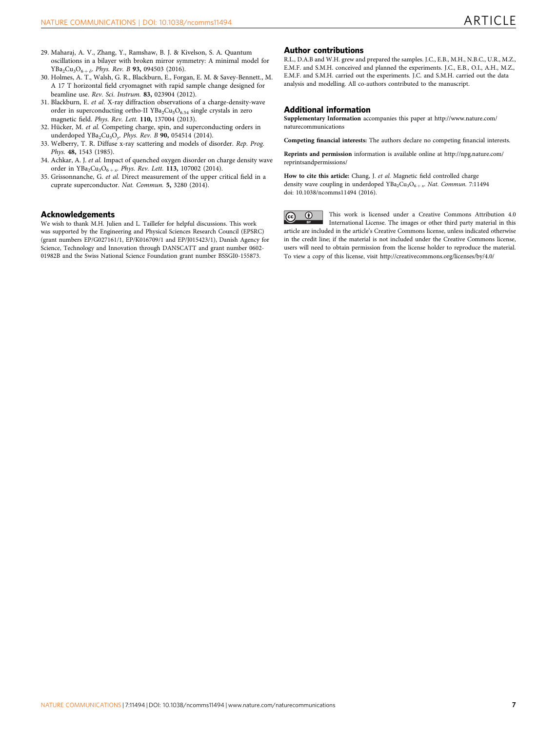29. Maharaj, A. V., Zhang, Y., Ramshaw, B. J. & Kivelson, S. A. Quantum oscillations in a bilayer with broken mirror symmetry: A minimal model for $YBa_2Cu_3O_{6+\delta}$. *Phys. Rev. B* **93,** 094503 (2016).
30. Holmes, A. T., Walsh, G. R., Blackburn, E., Forgan, E. M. & Savey-Bennett., M. A 17 T horizontal field cryomagnet with rapid sample change designed for beamline use. *Rev. Sci. Instrum.* **83,** 023904 (2012).
31. Blackburn, E. *et al.* X-ray diffraction observations of a charge-density-wave order in superconducting ortho-II $YBa_2Cu_3O_{6.54}$ single crystals in zero magnetic field. *Phys. Rev. Lett.* **110,** 137004 (2013).
32. Hücker, M. *et al.* Competing charge, spin, and superconducting orders in underdoped $YBa_2Cu_3O_y$. *Phys. Rev. B* **90,** 054514 (2014).
33. Welberry, T. R. Diffuse x-ray scattering and models of disorder. *Rep. Prog. Phys.* **48,** 1543 (1985).
34. Achkar, A. J. *et al.* Impact of quenched oxygen disorder on charge density wave order in $YBa_2Cu_3O_{6+x}$. *Phys. Rev. Lett.* **113,** 107002 (2014).
35. Grissonnanche, G. *et al.* Direct measurement of the upper critical field in a cuprate superconductor. *Nat. Commun.* **5,** 3280 (2014).

## Acknowledgements

We wish to thank M.H. Julien and L. Taillefer for helpful discussions. This work was supported by the Engineering and Physical Sciences Research Council (EPSRC) (grant numbers EP/G027161/1, EP/K016709/1 and EP/J015423/1), Danish Agency for Science, Technology and Innovation through DANSCATT and grant number 0602-01982B and the Swiss National Science Foundation grant number BSSGI0-155873.

## Author contributions

R.L., D.A.B and W.H. grew and prepared the samples. J.C., E.B., M.H., N.B.C., U.R., M.Z., E.M.F. and S.M.H. conceived and planned the experiments. J.C., E.B., O.I., A.H., M.Z., E.M.F. and S.M.H. carried out the experiments. J.C. and S.M.H. carried out the data analysis and modelling. All co-authors contributed to the manuscript.

## Additional information

**Supplementary Information** accompanies this paper at http://www.nature.com/naturecommunications

**Competing financial interests:** The authors declare no competing financial interests.

**Reprints and permission** information is available online at http://npg.nature.com/reprintsandpermissions/

**How to cite this article:** Chang, J. *et al.* Magnetic field controlled charge density wave coupling in underdoped $YBa_2Cu_3O_{6+x}$. *Nat. Commun.* 7:11494 doi: 10.1038/ncomms11494 (2016).

This work is licensed under a Creative Commons Attribution 4.0 International License. The images or other third party material in this article are included in the article's Creative Commons license, unless indicated otherwise in the credit line; if the material is not included under the Creative Commons license, users will need to obtain permission from the license holder to reproduce the material. To view a copy of this license, visit http://creativecommons.org/licenses/by/4.0/